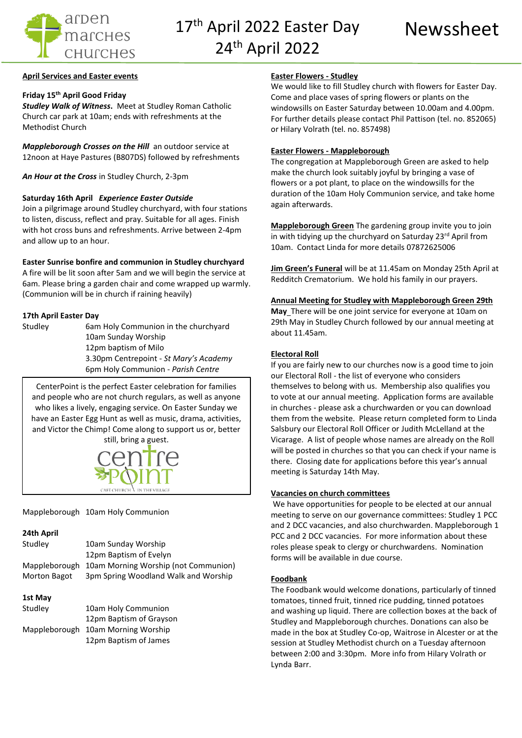# 17th April 2022 Easter Day 24th April 2022 Newssheet

arden marches churches

## April Services and Easter events

**Friday 15th April Good Friday**

***Studley Walk of Witness*.** Meet at Studley Roman Catholic Church car park at 10am; ends with refreshments at the Methodist Church

***Mappleborough Crosses on the Hill*** an outdoor service at 12noon at Haye Pastures (B807DS) followed by refreshments

***An Hour at the Cross*** in Studley Church, 2-3pm

**Saturday 16th April *Experience Easter Outside***

Join a pilgrimage around Studley churchyard, with four stations to listen, discuss, reflect and pray. Suitable for all ages. Finish with hot cross buns and refreshments. Arrive between 2-4pm and allow up to an hour.

**Easter Sunrise bonfire and communion in Studley churchyard**

A fire will be lit soon after 5am and we will begin the service at 6am. Please bring a garden chair and come wrapped up warmly. (Communion will be in church if raining heavily)

**17th April Easter Day**

| | |
|---|---|
| Studley | 6am Holy Communion in the churchyard |
| | 10am Sunday Worship |
| | 12pm baptism of Milo |
| | 3.30pm Centrepoint - *St Mary's Academy* |
| | 6pm Holy Communion - *Parish Centre* |

CenterPoint is the perfect Easter celebration for families and people who are not church regulars, as well as anyone who likes a lively, engaging service. On Easter Sunday we have an Easter Egg Hunt as well as music, drama, activities, and Victor the Chimp! Come along to support us or, better still, bring a guest.

centre POINT CAFÉ CHURCH IN THE VILLAGE

| | |
|---|---|
| Mappleborough | 10am Holy Communion |

**24th April**

| | |
|---|---|
| Studley | 10am Sunday Worship |
| | 12pm Baptism of Evelyn |
| Mappleborough | 10am Morning Worship (not Communion) |
| Morton Bagot | 3pm Spring Woodland Walk and Worship |

**1st May**

| | |
|---|---|
| Studley | 10am Holy Communion |
| | 12pm Baptism of Grayson |
| Mappleborough | 10am Morning Worship |
| | 12pm Baptism of James |

## Easter Flowers - Studley

We would like to fill Studley church with flowers for Easter Day. Come and place vases of spring flowers or plants on the windowsills on Easter Saturday between 10.00am and 4.00pm. For further details please contact Phil Pattison (tel. no. 852065) or Hilary Volrath (tel. no. 857498)

## Easter Flowers - Mappleborough

The congregation at Mappleborough Green are asked to help make the church look suitably joyful by bringing a vase of flowers or a pot plant, to place on the windowsills for the duration of the 10am Holy Communion service, and take home again afterwards.

**Mappleborough Green** The gardening group invite you to join in with tidying up the churchyard on Saturday 23rd April from 10am. Contact Linda for more details 07872625006

**Jim Green's Funeral** will be at 11.45am on Monday 25th April at Redditch Crematorium. We hold his family in our prayers.

## Annual Meeting for Studley with Mappleborough Green 29th May

There will be one joint service for everyone at 10am on 29th May in Studley Church followed by our annual meeting at about 11.45am.

## Electoral Roll

If you are fairly new to our churches now is a good time to join our Electoral Roll - the list of everyone who considers themselves to belong with us. Membership also qualifies you to vote at our annual meeting. Application forms are available in churches - please ask a churchwarden or you can download them from the website. Please return completed form to Linda Salsbury our Electoral Roll Officer or Judith McLelland at the Vicarage. A list of people whose names are already on the Roll will be posted in churches so that you can check if your name is there. Closing date for applications before this year's annual meeting is Saturday 14th May.

## Vacancies on church committees

We have opportunities for people to be elected at our annual meeting to serve on our governance committees: Studley 1 PCC and 2 DCC vacancies, and also churchwarden. Mappleborough 1 PCC and 2 DCC vacancies. For more information about these roles please speak to clergy or churchwardens. Nomination forms will be available in due course.

## Foodbank

The Foodbank would welcome donations, particularly of tinned tomatoes, tinned fruit, tinned rice pudding, tinned potatoes and washing up liquid. There are collection boxes at the back of Studley and Mappleborough churches. Donations can also be made in the box at Studley Co-op, Waitrose in Alcester or at the session at Studley Methodist church on a Tuesday afternoon between 2:00 and 3:30pm. More info from Hilary Volrath or Lynda Barr.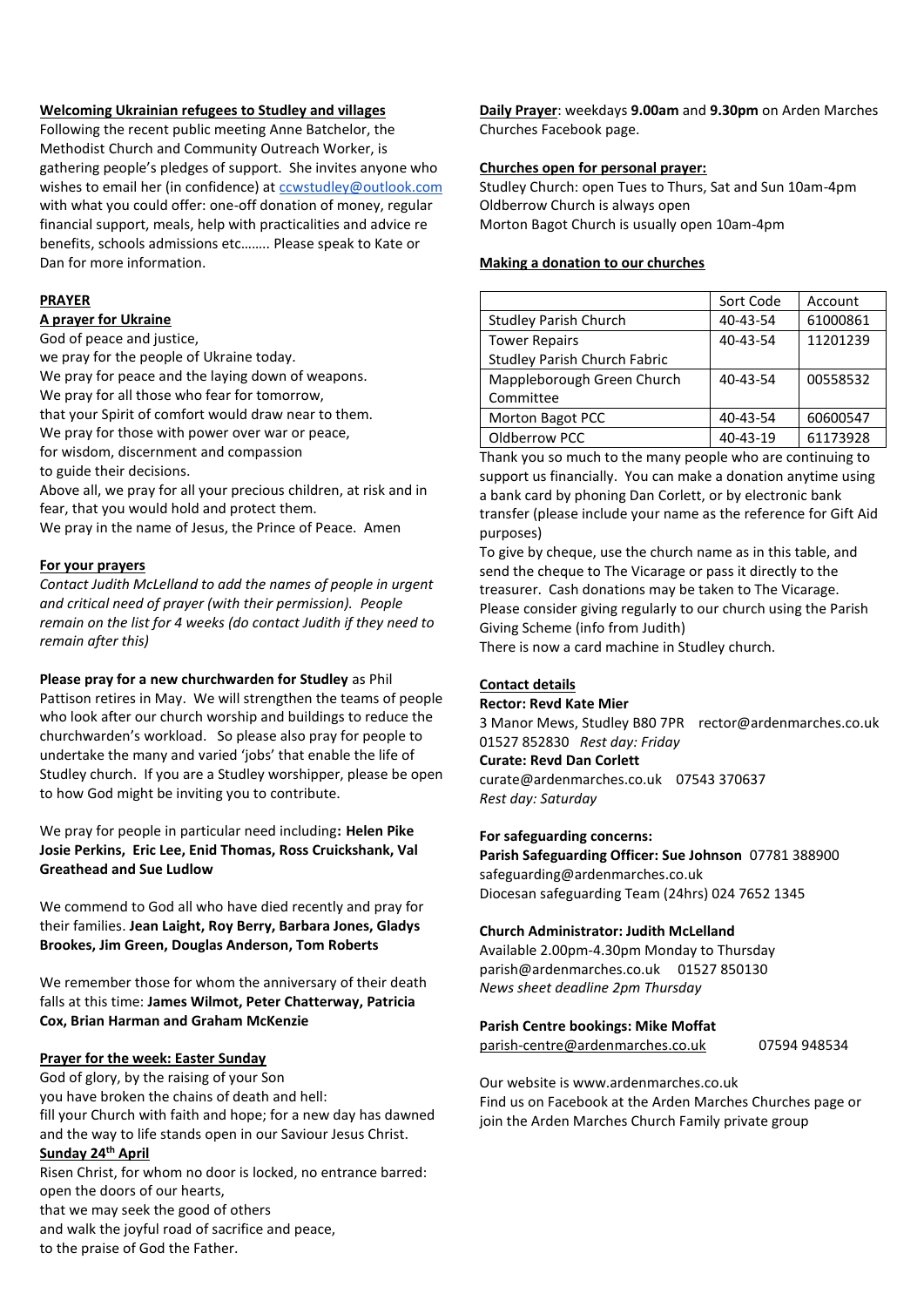**Welcoming Ukrainian refugees to Studley and villages**

Following the recent public meeting Anne Batchelor, the Methodist Church and Community Outreach Worker, is gathering people's pledges of support. She invites anyone who wishes to email her (in confidence) at ccwstudley@outlook.com with what you could offer: one-off donation of money, regular financial support, meals, help with practicalities and advice re benefits, schools admissions etc…….. Please speak to Kate or Dan for more information.

**PRAYER**

**A prayer for Ukraine**

God of peace and justice,
we pray for the people of Ukraine today.
We pray for peace and the laying down of weapons.
We pray for all those who fear for tomorrow,
that your Spirit of comfort would draw near to them.
We pray for those with power over war or peace,
for wisdom, discernment and compassion
to guide their decisions.
Above all, we pray for all your precious children, at risk and in fear, that you would hold and protect them.
We pray in the name of Jesus, the Prince of Peace. Amen

**For your prayers**

*Contact Judith McLelland to add the names of people in urgent and critical need of prayer (with their permission). People remain on the list for 4 weeks (do contact Judith if they need to remain after this)*

**Please pray for a new churchwarden for Studley** as Phil Pattison retires in May. We will strengthen the teams of people who look after our church worship and buildings to reduce the churchwarden's workload. So please also pray for people to undertake the many and varied 'jobs' that enable the life of Studley church. If you are a Studley worshipper, please be open to how God might be inviting you to contribute.

We pray for people in particular need including**: Helen Pike Josie Perkins, Eric Lee, Enid Thomas, Ross Cruickshank, Val Greathead and Sue Ludlow**

We commend to God all who have died recently and pray for their families. **Jean Laight, Roy Berry, Barbara Jones, Gladys Brookes, Jim Green, Douglas Anderson, Tom Roberts**

We remember those for whom the anniversary of their death falls at this time: **James Wilmot, Peter Chatterway, Patricia Cox, Brian Harman and Graham McKenzie**

**Prayer for the week: Easter Sunday**

God of glory, by the raising of your Son
you have broken the chains of death and hell:
fill your Church with faith and hope; for a new day has dawned and the way to life stands open in our Saviour Jesus Christ.

**Sunday 24th April**

Risen Christ, for whom no door is locked, no entrance barred:
open the doors of our hearts,
that we may seek the good of others
and walk the joyful road of sacrifice and peace,
to the praise of God the Father.

**Daily Prayer**: weekdays **9.00am** and **9.30pm** on Arden Marches Churches Facebook page.

**Churches open for personal prayer:**

Studley Church: open Tues to Thurs, Sat and Sun 10am-4pm
Oldberrow Church is always open
Morton Bagot Church is usually open 10am-4pm

**Making a donation to our churches**

| | Sort Code | Account |
|---|---|---|
| Studley Parish Church | 40-43-54 | 61000861 |
| Tower Repairs Studley Parish Church Fabric | 40-43-54 | 11201239 |
| Mappleborough Green Church Committee | 40-43-54 | 00558532 |
| Morton Bagot PCC | 40-43-54 | 60600547 |
| Oldberrow PCC | 40-43-19 | 61173928 |

Thank you so much to the many people who are continuing to support us financially. You can make a donation anytime using a bank card by phoning Dan Corlett, or by electronic bank transfer (please include your name as the reference for Gift Aid purposes)

To give by cheque, use the church name as in this table, and send the cheque to The Vicarage or pass it directly to the treasurer. Cash donations may be taken to The Vicarage. Please consider giving regularly to our church using the Parish Giving Scheme (info from Judith)

There is now a card machine in Studley church.

**Contact details**

**Rector: Revd Kate Mier**
3 Manor Mews, Studley B80 7PR rector@ardenmarches.co.uk
01527 852830 *Rest day: Friday*

**Curate: Revd Dan Corlett**
curate@ardenmarches.co.uk 07543 370637
*Rest day: Saturday*

**For safeguarding concerns:**
**Parish Safeguarding Officer: Sue Johnson** 07781 388900
safeguarding@ardenmarches.co.uk
Diocesan safeguarding Team (24hrs) 024 7652 1345

**Church Administrator: Judith McLelland**
Available 2.00pm-4.30pm Monday to Thursday
parish@ardenmarches.co.uk 01527 850130
*News sheet deadline 2pm Thursday*

**Parish Centre bookings: Mike Moffat**
parish-centre@ardenmarches.co.uk 07594 948534

Our website is www.ardenmarches.co.uk
Find us on Facebook at the Arden Marches Churches page or join the Arden Marches Church Family private group